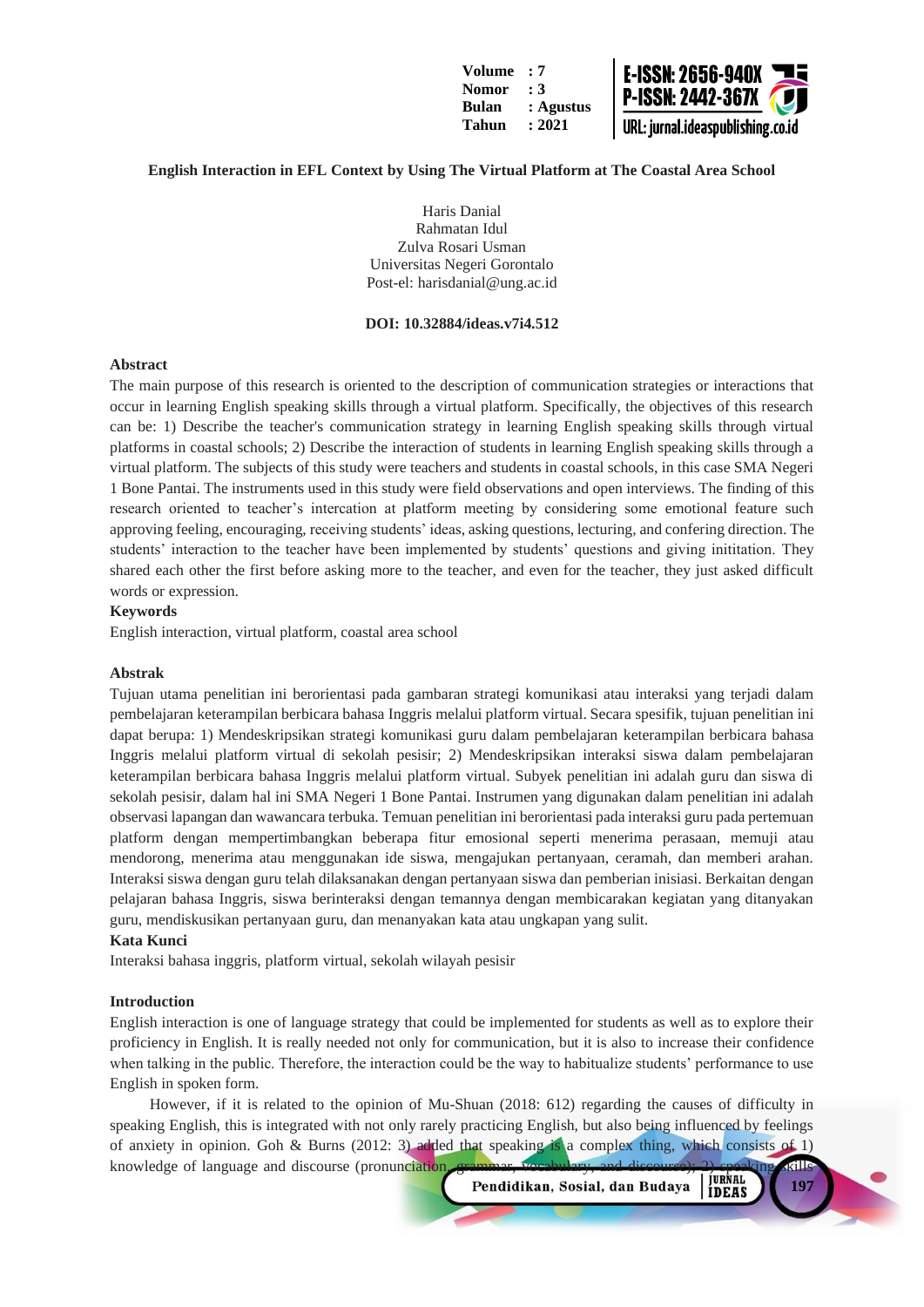# English Interaction in EFL Context by Using The Virtual Platform at The Coastal Area School

Haris Danial
Rahmatan Idul
Zulva Rosari Usman
Universitas Negeri Gorontalo
Post-el: harisdanial@ung.ac.id

**DOI: 10.32884/ideas.v7i4.512**

## Abstract

The main purpose of this research is oriented to the description of communication strategies or interactions that occur in learning English speaking skills through a virtual platform. Specifically, the objectives of this research can be: 1) Describe the teacher's communication strategy in learning English speaking skills through virtual platforms in coastal schools; 2) Describe the interaction of students in learning English speaking skills through a virtual platform. The subjects of this study were teachers and students in coastal schools, in this case SMA Negeri 1 Bone Pantai. The instruments used in this study were field observations and open interviews. The finding of this research oriented to teacher's intercation at platform meeting by considering some emotional feature such approving feeling, encouraging, receiving students' ideas, asking questions, lecturing, and confering direction. The students' interaction to the teacher have been implemented by students' questions and giving inititation. They shared each other the first before asking more to the teacher, and even for the teacher, they just asked difficult words or expression.

**Keywords**

English interaction, virtual platform, coastal area school

## Abstrak

Tujuan utama penelitian ini berorientasi pada gambaran strategi komunikasi atau interaksi yang terjadi dalam pembelajaran keterampilan berbicara bahasa Inggris melalui platform virtual. Secara spesifik, tujuan penelitian ini dapat berupa: 1) Mendeskripsikan strategi komunikasi guru dalam pembelajaran keterampilan berbicara bahasa Inggris melalui platform virtual di sekolah pesisir; 2) Mendeskripsikan interaksi siswa dalam pembelajaran keterampilan berbicara bahasa Inggris melalui platform virtual. Subyek penelitian ini adalah guru dan siswa di sekolah pesisir, dalam hal ini SMA Negeri 1 Bone Pantai. Instrumen yang digunakan dalam penelitian ini adalah observasi lapangan dan wawancara terbuka. Temuan penelitian ini berorientasi pada interaksi guru pada pertemuan platform dengan mempertimbangkan beberapa fitur emosional seperti menerima perasaan, memuji atau mendorong, menerima atau menggunakan ide siswa, mengajukan pertanyaan, ceramah, dan memberi arahan. Interaksi siswa dengan guru telah dilaksanakan dengan pertanyaan siswa dan pemberian inisiasi. Berkaitan dengan pelajaran bahasa Inggris, siswa berinteraksi dengan temannya dengan membicarakan kegiatan yang ditanyakan guru, mendiskusikan pertanyaan guru, dan menanyakan kata atau ungkapan yang sulit.

**Kata Kunci**

Interaksi bahasa inggris, platform virtual, sekolah wilayah pesisir

## Introduction

English interaction is one of language strategy that could be implemented for students as well as to explore their proficiency in English. It is really needed not only for communication, but it is also to increase their confidence when talking in the public. Therefore, the interaction could be the way to habitualize students' performance to use English in spoken form.

However, if it is related to the opinion of Mu-Shuan (2018: 612) regarding the causes of difficulty in speaking English, this is integrated with not only rarely practicing English, but also being influenced by feelings of anxiety in opinion. Goh & Burns (2012: 3) added that speaking is a complex thing, which consists of 1) knowledge of language and discourse (pronunciation, grammar, vocabulary, and discourse); 2) speaking skills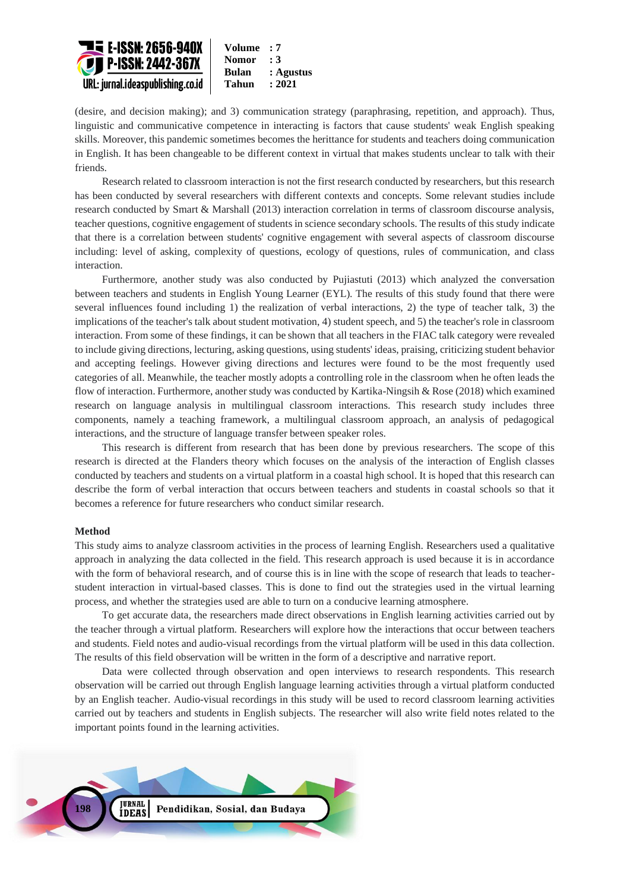(desire, and decision making); and 3) communication strategy (paraphrasing, repetition, and approach). Thus, linguistic and communicative competence in interacting is factors that cause students' weak English speaking skills. Moreover, this pandemic sometimes becomes the herittance for students and teachers doing communication in English. It has been changeable to be different context in virtual that makes students unclear to talk with their friends.

Research related to classroom interaction is not the first research conducted by researchers, but this research has been conducted by several researchers with different contexts and concepts. Some relevant studies include research conducted by Smart & Marshall (2013) interaction correlation in terms of classroom discourse analysis, teacher questions, cognitive engagement of students in science secondary schools. The results of this study indicate that there is a correlation between students' cognitive engagement with several aspects of classroom discourse including: level of asking, complexity of questions, ecology of questions, rules of communication, and class interaction.

Furthermore, another study was also conducted by Pujiastuti (2013) which analyzed the conversation between teachers and students in English Young Learner (EYL). The results of this study found that there were several influences found including 1) the realization of verbal interactions, 2) the type of teacher talk, 3) the implications of the teacher's talk about student motivation, 4) student speech, and 5) the teacher's role in classroom interaction. From some of these findings, it can be shown that all teachers in the FIAC talk category were revealed to include giving directions, lecturing, asking questions, using students' ideas, praising, criticizing student behavior and accepting feelings. However giving directions and lectures were found to be the most frequently used categories of all. Meanwhile, the teacher mostly adopts a controlling role in the classroom when he often leads the flow of interaction. Furthermore, another study was conducted by Kartika-Ningsih & Rose (2018) which examined research on language analysis in multilingual classroom interactions. This research study includes three components, namely a teaching framework, a multilingual classroom approach, an analysis of pedagogical interactions, and the structure of language transfer between speaker roles.

This research is different from research that has been done by previous researchers. The scope of this research is directed at the Flanders theory which focuses on the analysis of the interaction of English classes conducted by teachers and students on a virtual platform in a coastal high school. It is hoped that this research can describe the form of verbal interaction that occurs between teachers and students in coastal schools so that it becomes a reference for future researchers who conduct similar research.

## Method

This study aims to analyze classroom activities in the process of learning English. Researchers used a qualitative approach in analyzing the data collected in the field. This research approach is used because it is in accordance with the form of behavioral research, and of course this is in line with the scope of research that leads to teacher-student interaction in virtual-based classes. This is done to find out the strategies used in the virtual learning process, and whether the strategies used are able to turn on a conducive learning atmosphere.

To get accurate data, the researchers made direct observations in English learning activities carried out by the teacher through a virtual platform. Researchers will explore how the interactions that occur between teachers and students. Field notes and audio-visual recordings from the virtual platform will be used in this data collection. The results of this field observation will be written in the form of a descriptive and narrative report.

Data were collected through observation and open interviews to research respondents. This research observation will be carried out through English language learning activities through a virtual platform conducted by an English teacher. Audio-visual recordings in this study will be used to record classroom learning activities carried out by teachers and students in English subjects. The researcher will also write field notes related to the important points found in the learning activities.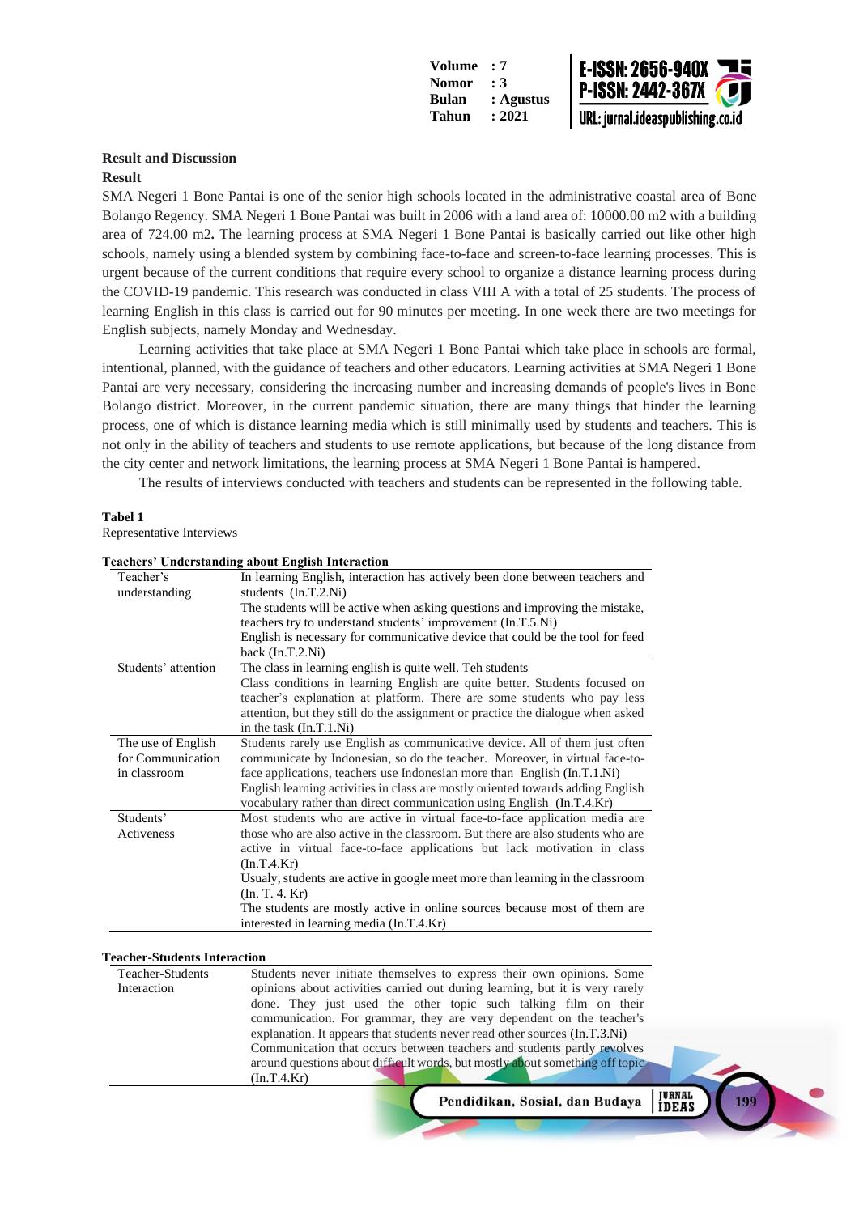## Result and Discussion

### Result

SMA Negeri 1 Bone Pantai is one of the senior high schools located in the administrative coastal area of Bone Bolango Regency. SMA Negeri 1 Bone Pantai was built in 2006 with a land area of: 10000.00 m2 with a building area of 724.00 m2**.** The learning process at SMA Negeri 1 Bone Pantai is basically carried out like other high schools, namely using a blended system by combining face-to-face and screen-to-face learning processes. This is urgent because of the current conditions that require every school to organize a distance learning process during the COVID-19 pandemic. This research was conducted in class VIII A with a total of 25 students. The process of learning English in this class is carried out for 90 minutes per meeting. In one week there are two meetings for English subjects, namely Monday and Wednesday.

Learning activities that take place at SMA Negeri 1 Bone Pantai which take place in schools are formal, intentional, planned, with the guidance of teachers and other educators. Learning activities at SMA Negeri 1 Bone Pantai are very necessary, considering the increasing number and increasing demands of people's lives in Bone Bolango district. Moreover, in the current pandemic situation, there are many things that hinder the learning process, one of which is distance learning media which is still minimally used by students and teachers. This is not only in the ability of teachers and students to use remote applications, but because of the long distance from the city center and network limitations, the learning process at SMA Negeri 1 Bone Pantai is hampered.

The results of interviews conducted with teachers and students can be represented in the following table.

**Tabel 1**

Representative Interviews

**Teachers' Understanding about English Interaction**

| | |
|---|---|
| Teacher's understanding | In learning English, interaction has actively been done between teachers and students (In.T.2.Ni)<br>The students will be active when asking questions and improving the mistake, teachers try to understand students' improvement (In.T.5.Ni)<br>English is necessary for communicative device that could be the tool for feed back (In.T.2.Ni) |
| Students' attention | The class in learning english is quite well. Teh students<br>Class conditions in learning English are quite better. Students focused on teacher's explanation at platform. There are some students who pay less attention, but they still do the assignment or practice the dialogue when asked in the task (In.T.1.Ni) |
| The use of English for Communication in classroom | Students rarely use English as communicative device. All of them just often communicate by Indonesian, so do the teacher. Moreover, in virtual face-to-face applications, teachers use Indonesian more than English (In.T.1.Ni)<br>English learning activities in class are mostly oriented towards adding English vocabulary rather than direct communication using English (In.T.4.Kr) |
| Students' Activeness | Most students who are active in virtual face-to-face application media are those who are also active in the classroom. But there are also students who are active in virtual face-to-face applications but lack motivation in class (In.T.4.Kr)<br>Usualy, students are active in google meet more than learning in the classroom (In. T. 4. Kr)<br>The students are mostly active in online sources because most of them are interested in learning media (In.T.4.Kr) |

**Teacher-Students Interaction**

| | |
|---|---|
| Teacher-Students Interaction | Students never initiate themselves to express their own opinions. Some opinions about activities carried out during learning, but it is very rarely done. They just used the other topic such talking film on their communication. For grammar, they are very dependent on the teacher's explanation. It appears that students never read other sources (In.T.3.Ni)<br>Communication that occurs between teachers and students partly revolves around questions about difficult words, but mostly about something off topic (In.T.4.Kr) |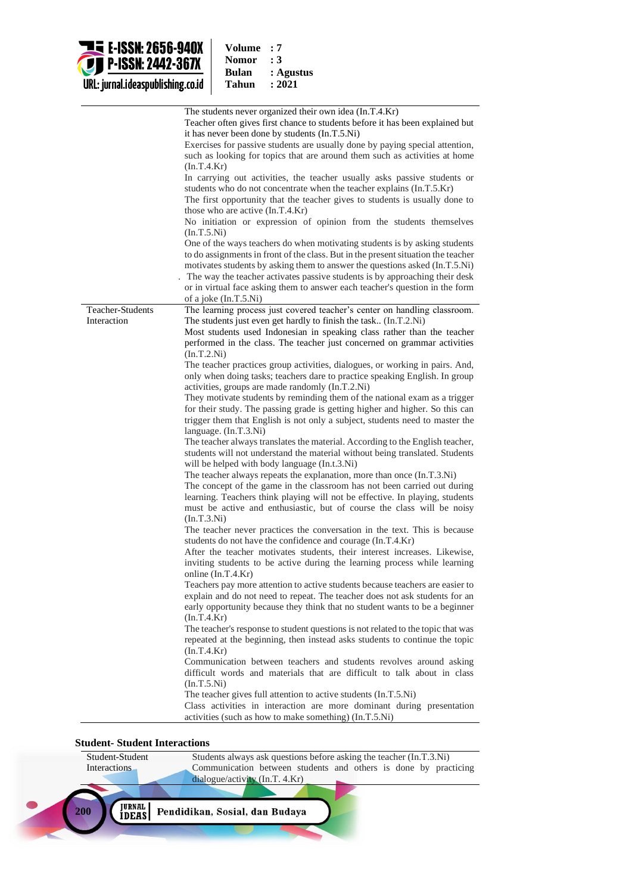| | |
|---|---|
| | The students never organized their own idea (In.T.4.Kr)<br>Teacher often gives first chance to students before it has been explained but it has never been done by students (In.T.5.Ni)<br>Exercises for passive students are usually done by paying special attention, such as looking for topics that are around them such as activities at home (In.T.4.Kr)<br>In carrying out activities, the teacher usually asks passive students or students who do not concentrate when the teacher explains (In.T.5.Kr)<br>The first opportunity that the teacher gives to students is usually done to those who are active (In.T.4.Kr)<br>No initiation or expression of opinion from the students themselves (In.T.5.Ni)<br>One of the ways teachers do when motivating students is by asking students to do assignments in front of the class. But in the present situation the teacher motivates students by asking them to answer the questions asked (In.T.5.Ni)<br>. The way the teacher activates passive students is by approaching their desk or in virtual face asking them to answer each teacher's question in the form of a joke (In.T.5.Ni) |
| Teacher-Students Interaction | The learning process just covered teacher's center on handling classroom. The students just even get hardly to finish the task.. (In.T.2.Ni)<br>Most students used Indonesian in speaking class rather than the teacher performed in the class. The teacher just concerned on grammar activities (In.T.2.Ni)<br>The teacher practices group activities, dialogues, or working in pairs. And, only when doing tasks; teachers dare to practice speaking English. In group activities, groups are made randomly (In.T.2.Ni)<br>They motivate students by reminding them of the national exam as a trigger for their study. The passing grade is getting higher and higher. So this can trigger them that English is not only a subject, students need to master the language. (In.T.3.Ni)<br>The teacher always translates the material. According to the English teacher, students will not understand the material without being translated. Students will be helped with body language (In.t.3.Ni)<br>The teacher always repeats the explanation, more than once (In.T.3.Ni)<br>The concept of the game in the classroom has not been carried out during learning. Teachers think playing will not be effective. In playing, students must be active and enthusiastic, but of course the class will be noisy (In.T.3.Ni)<br>The teacher never practices the conversation in the text. This is because students do not have the confidence and courage (In.T.4.Kr)<br>After the teacher motivates students, their interest increases. Likewise, inviting students to be active during the learning process while learning online (In.T.4.Kr)<br>Teachers pay more attention to active students because teachers are easier to explain and do not need to repeat. The teacher does not ask students for an early opportunity because they think that no student wants to be a beginner (In.T.4.Kr)<br>The teacher's response to student questions is not related to the topic that was repeated at the beginning, then instead asks students to continue the topic (In.T.4.Kr)<br>Communication between teachers and students revolves around asking difficult words and materials that are difficult to talk about in class (In.T.5.Ni)<br>The teacher gives full attention to active students (In.T.5.Ni)<br>Class activities in interaction are more dominant during presentation activities (such as how to make something) (In.T.5.Ni) |

**Student- Student Interactions**

| | |
|---|---|
| Student-Student Interactions | Students always ask questions before asking the teacher (In.T.3.Ni)<br>Communication between students and others is done by practicing dialogue/activity (In.T. 4.Kr) |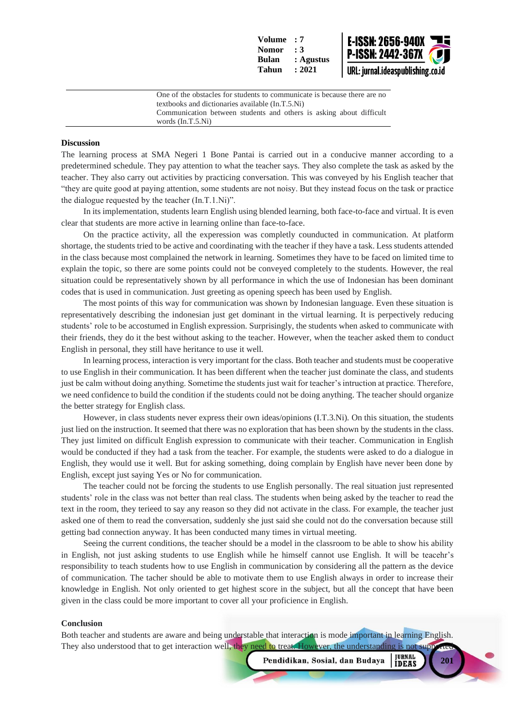| | |
|---|---|
| | One of the obstacles for students to communicate is because there are no textbooks and dictionaries available (In.T.5.Ni) |
| | Communication between students and others is asking about difficult words (In.T.5.Ni) |

**Discussion**

The learning process at SMA Negeri 1 Bone Pantai is carried out in a conducive manner according to a predetermined schedule. They pay attention to what the teacher says. They also complete the task as asked by the teacher. They also carry out activities by practicing conversation. This was conveyed by his English teacher that "they are quite good at paying attention, some students are not noisy. But they instead focus on the task or practice the dialogue requested by the teacher (In.T.1.Ni)".

In its implementation, students learn English using blended learning, both face-to-face and virtual. It is even clear that students are more active in learning online than face-to-face.

On the practice activity, all the experession was completly counducted in communication. At platform shortage, the students tried to be active and coordinating with the teacher if they have a task. Less students attended in the class because most complained the network in learning. Sometimes they have to be faced on limited time to explain the topic, so there are some points could not be conveyed completely to the students. However, the real situation could be representatively shown by all performance in which the use of Indonesian has been dominant codes that is used in communication. Just greeting as opening speech has been used by English.

The most points of this way for communication was shown by Indonesian language. Even these situation is representatively describing the indonesian just get dominant in the virtual learning. It is perpectively reducing students' role to be accostumed in English expression. Surprisingly, the students when asked to communicate with their friends, they do it the best without asking to the teacher. However, when the teacher asked them to conduct English in personal, they still have heritance to use it well.

In learning process, interaction is very important for the class. Both teacher and students must be cooperative to use English in their communication. It has been different when the teacher just dominate the class, and students just be calm without doing anything. Sometime the students just wait for teacher's intruction at practice. Therefore, we need confidence to build the condition if the students could not be doing anything. The teacher should organize the better strategy for English class.

However, in class students never express their own ideas/opinions (I.T.3.Ni). On this situation, the students just lied on the instruction. It seemed that there was no exploration that has been shown by the students in the class. They just limited on difficult English expression to communicate with their teacher. Communication in English would be conducted if they had a task from the teacher. For example, the students were asked to do a dialogue in English, they would use it well. But for asking something, doing complain by English have never been done by English, except just saying Yes or No for communication.

The teacher could not be forcing the students to use English personally. The real situation just represented students' role in the class was not better than real class. The students when being asked by the teacher to read the text in the room, they terieed to say any reason so they did not activate in the class. For example, the teacher just asked one of them to read the conversation, suddenly she just said she could not do the conversation because still getting bad connection anyway. It has been conducted many times in virtual meeting.

Seeing the current conditions, the teacher should be a model in the classroom to be able to show his ability in English, not just asking students to use English while he himself cannot use English. It will be teacehr's responsibility to teach students how to use English in communication by considering all the pattern as the device of communication. The tacher should be able to motivate them to use English always in order to increase their knowledge in English. Not only oriented to get highest score in the subject, but all the concept that have been given in the class could be more important to cover all your proficience in English.

**Conclusion**

Both teacher and students are aware and being understable that interaction is mode important in learning English. They also understood that to get interaction well, they need to treat. However, the understanding is not supported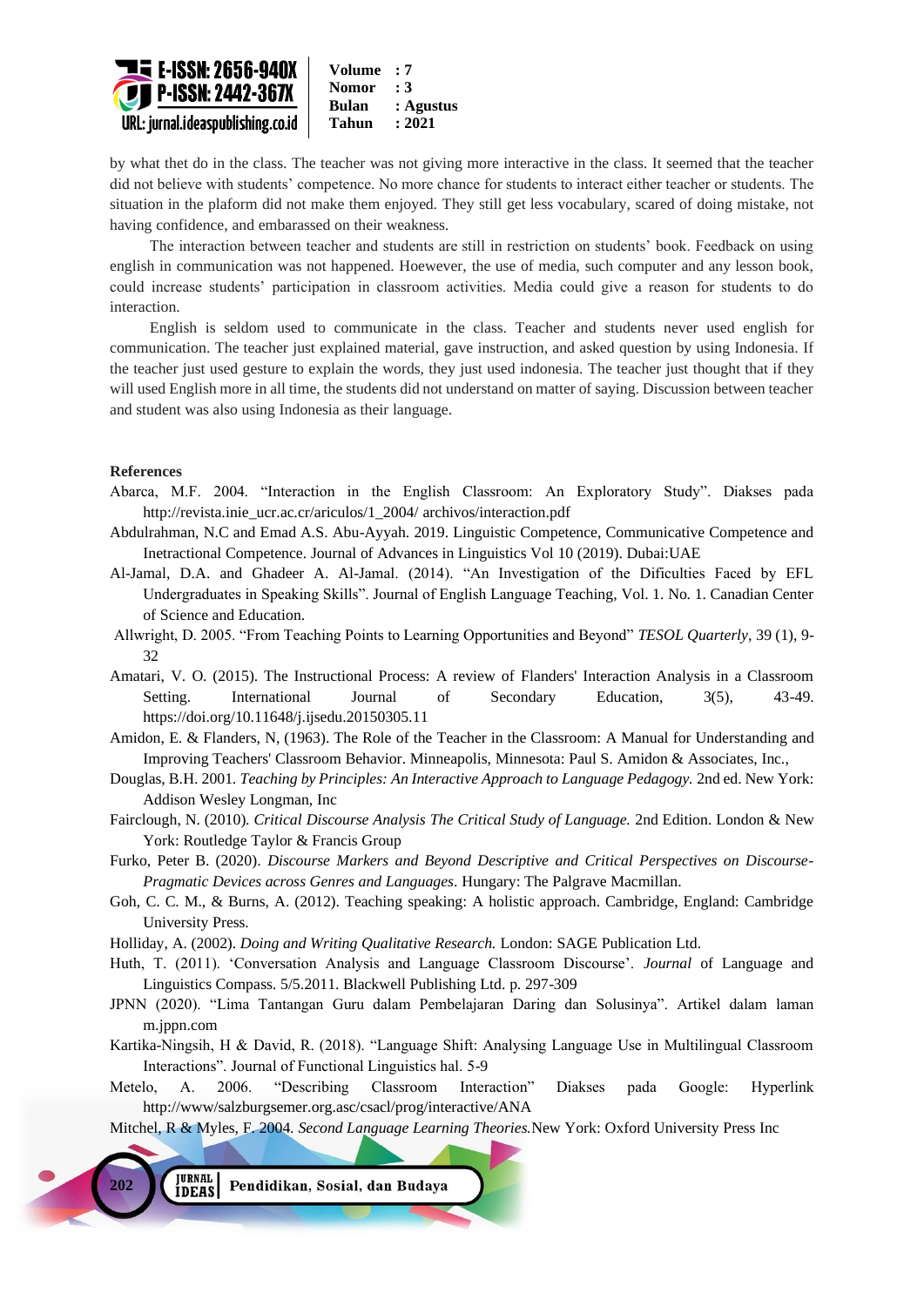by what thet do in the class. The teacher was not giving more interactive in the class. It seemed that the teacher did not believe with students' competence. No more chance for students to interact either teacher or students. The situation in the plaform did not make them enjoyed. They still get less vocabulary, scared of doing mistake, not having confidence, and embarassed on their weakness.

The interaction between teacher and students are still in restriction on students' book. Feedback on using english in communication was not happened. Hoewever, the use of media, such computer and any lesson book, could increase students' participation in classroom activities. Media could give a reason for students to do interaction.

English is seldom used to communicate in the class. Teacher and students never used english for communication. The teacher just explained material, gave instruction, and asked question by using Indonesia. If the teacher just used gesture to explain the words, they just used indonesia. The teacher just thought that if they will used English more in all time, the students did not understand on matter of saying. Discussion between teacher and student was also using Indonesia as their language.

**References**

Abarca, M.F. 2004. "Interaction in the English Classroom: An Exploratory Study". Diakses pada http://revista.inie_ucr.ac.cr/ariculos/1_2004/ archivos/interaction.pdf

Abdulrahman, N.C and Emad A.S. Abu-Ayyah. 2019. Linguistic Competence, Communicative Competence and Inetractional Competence. Journal of Advances in Linguistics Vol 10 (2019). Dubai:UAE

Al-Jamal, D.A. and Ghadeer A. Al-Jamal. (2014). "An Investigation of the Dificulties Faced by EFL Undergraduates in Speaking Skills". Journal of English Language Teaching, Vol. 1. No. 1. Canadian Center of Science and Education.

Allwright, D. 2005. "From Teaching Points to Learning Opportunities and Beyond" *TESOL Quarterly,* 39 (1), 9-32

Amatari, V. O. (2015). The Instructional Process: A review of Flanders' Interaction Analysis in a Classroom Setting. International Journal of Secondary Education, 3(5), 43-49. https://doi.org/10.11648/j.ijsedu.20150305.11

Amidon, E. & Flanders, N, (1963). The Role of the Teacher in the Classroom: A Manual for Understanding and Improving Teachers' Classroom Behavior. Minneapolis, Minnesota: Paul S. Amidon & Associates, Inc.,

Douglas, B.H. 2001. *Teaching by Principles: An Interactive Approach to Language Pedagogy.* 2nd ed. New York: Addison Wesley Longman, Inc

Fairclough, N. (2010). *Critical Discourse Analysis The Critical Study of Language.* 2nd Edition. London & New York: Routledge Taylor & Francis Group

Furko, Peter B. (2020). *Discourse Markers and Beyond Descriptive and Critical Perspectives on Discourse-Pragmatic Devices across Genres and Languages*. Hungary: The Palgrave Macmillan.

Goh, C. C. M., & Burns, A. (2012). Teaching speaking: A holistic approach. Cambridge, England: Cambridge University Press.

Holliday, A. (2002). *Doing and Writing Qualitative Research.* London: SAGE Publication Ltd.

Huth, T. (2011). 'Conversation Analysis and Language Classroom Discourse'. *Journal* of Language and Linguistics Compass. 5/5.2011. Blackwell Publishing Ltd. p. 297-309

JPNN (2020). "Lima Tantangan Guru dalam Pembelajaran Daring dan Solusinya". Artikel dalam laman m.jppn.com

Kartika-Ningsih, H & David, R. (2018). "Language Shift: Analysing Language Use in Multilingual Classroom Interactions". Journal of Functional Linguistics hal. 5-9

Metelo, A. 2006. "Describing Classroom Interaction" Diakses pada Google: Hyperlink http://www/salzburgsemer.org.asc/csacl/prog/interactive/ANA

Mitchel, R & Myles, F. 2004. *Second Language Learning Theories.* New York: Oxford University Press Inc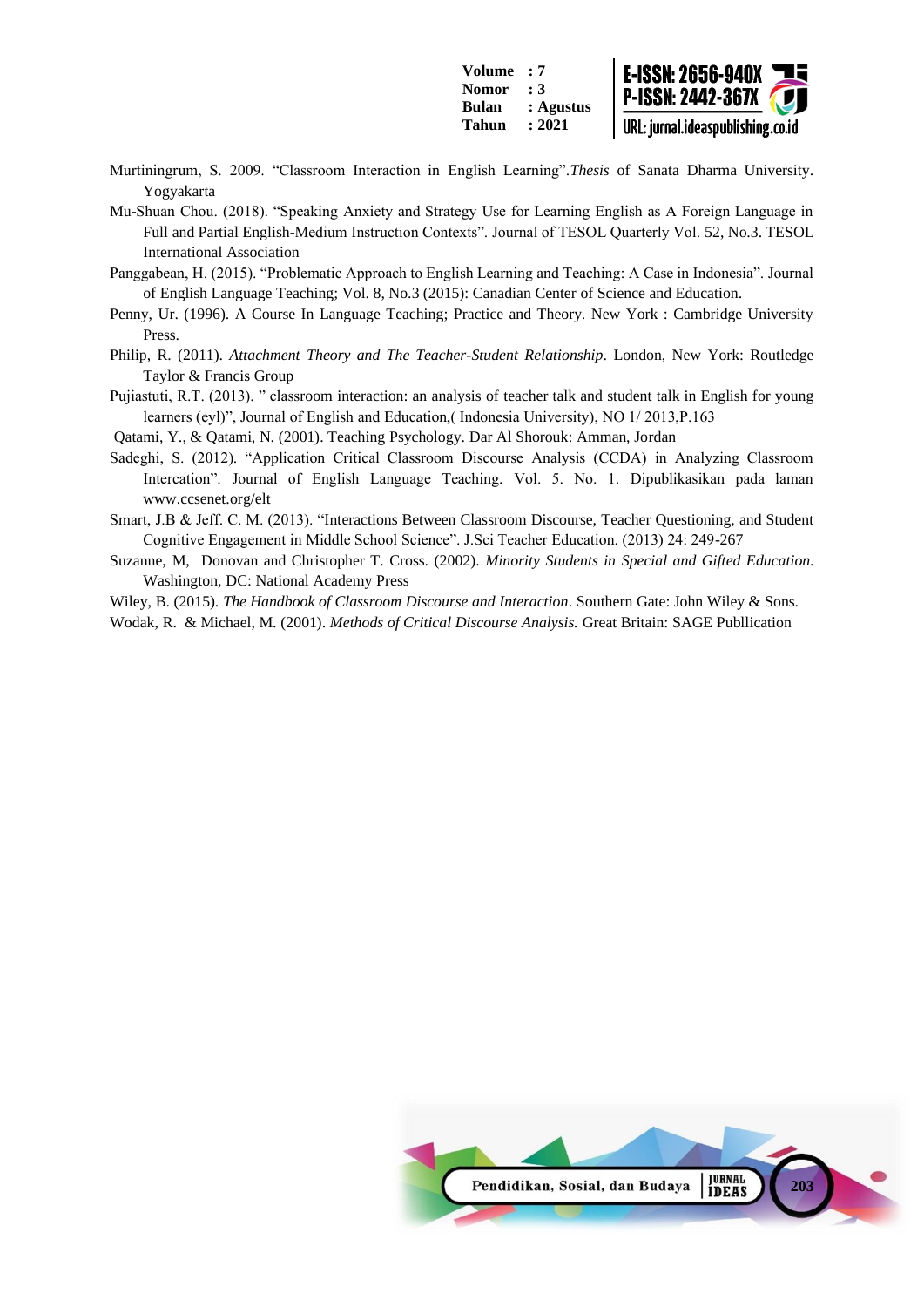Murtiningrum, S. 2009. “Classroom Interaction in English Learning”.*Thesis* of Sanata Dharma University. Yogyakarta

Mu-Shuan Chou. (2018). “Speaking Anxiety and Strategy Use for Learning English as A Foreign Language in Full and Partial English-Medium Instruction Contexts”. Journal of TESOL Quarterly Vol. 52, No.3. TESOL International Association

Panggabean, H. (2015). “Problematic Approach to English Learning and Teaching: A Case in Indonesia”. Journal of English Language Teaching; Vol. 8, No.3 (2015): Canadian Center of Science and Education.

Penny, Ur. (1996). A Course In Language Teaching; Practice and Theory. New York : Cambridge University Press.

Philip, R. (2011). *Attachment Theory and The Teacher-Student Relationship*. London, New York: Routledge Taylor & Francis Group

Pujiastuti, R.T. (2013). ” classroom interaction: an analysis of teacher talk and student talk in English for young learners (eyl)”, Journal of English and Education,( Indonesia University), NO 1/ 2013,P.163

Qatami, Y., & Qatami, N. (2001). Teaching Psychology. Dar Al Shorouk: Amman, Jordan

Sadeghi, S. (2012). “Application Critical Classroom Discourse Analysis (CCDA) in Analyzing Classroom Intercation”. Journal of English Language Teaching. Vol. 5. No. 1. Dipublikasikan pada laman www.ccsenet.org/elt

Smart, J.B & Jeff. C. M. (2013). “Interactions Between Classroom Discourse, Teacher Questioning, and Student Cognitive Engagement in Middle School Science”. J.Sci Teacher Education. (2013) 24: 249-267

Suzanne, M, Donovan and Christopher T. Cross. (2002). *Minority Students in Special and Gifted Education*. Washington, DC: National Academy Press

Wiley, B. (2015). *The Handbook of Classroom Discourse and Interaction*. Southern Gate: John Wiley & Sons.

Wodak, R. & Michael, M. (2001). *Methods of Critical Discourse Analysis.* Great Britain: SAGE Publlication